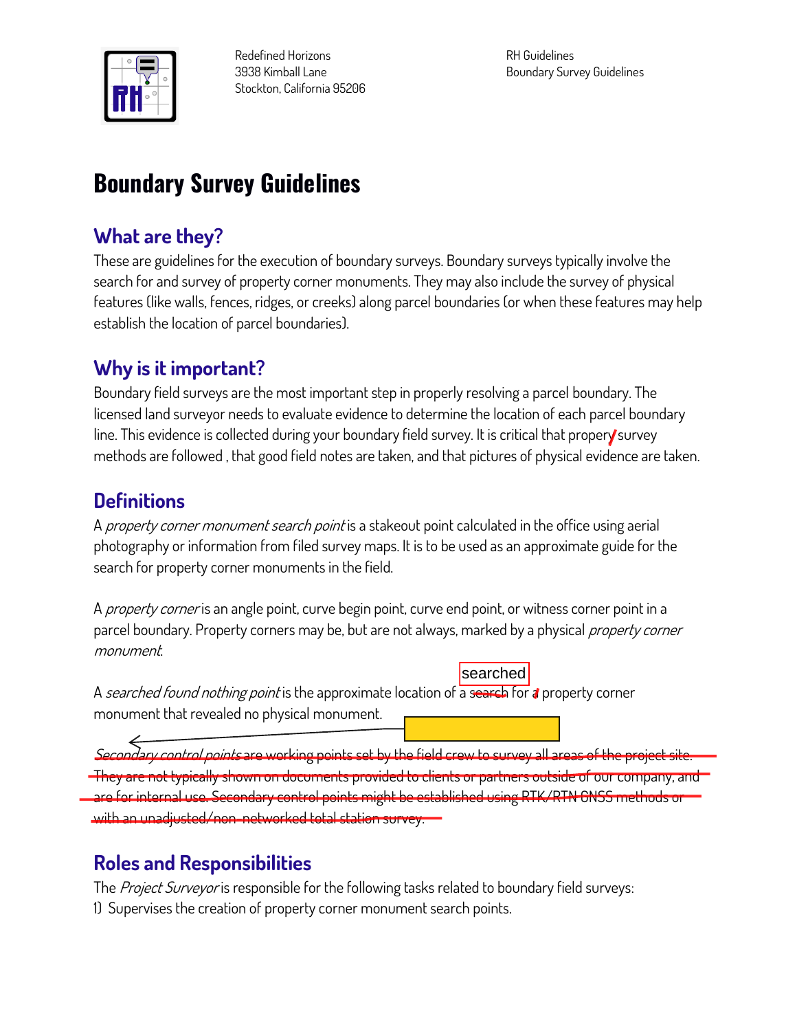# Boundary Survey Guidelines

## What are they?

These are guidelines for the execution of boundary surveys. Boundary surveys typically involve the search for and survey of property corner monuments. They may also include the survey of physical features (like walls, fences, ridges, or creeks) along parcel boundaries (or when these features may help establish the location of parcel boundaries).

## Why is it important?

Boundary field surveys are the most important step in properly resolving a parcel boundary. The licensed land surveyor needs to evaluate evidence to determine the location of each parcel boundary line. This evidence is collected during your boundary field survey. It is critical that propery survey methods are followed , that good field notes are taken, and that pictures of physical evidence are taken.

## Definitions

A *property corner monument search point* is a stakeout point calculated in the office using aerial photography or information from filed survey maps. It is to be used as an approximate guide for the search for property corner monuments in the field.

A *property corner* is an angle point, curve begin point, curve end point, or witness corner point in a parcel boundary. Property corners may be, but are not always, marked by a physical *property corner monument*.

A *searched found nothing point* is the approximate location of a search for a property corner monument that revealed no physical monument.

~~*Secondary control points* are working points set by the field crew to survey all areas of the project site. They are not typically shown on documents provided to clients or partners outside of our company, and are for internal use. Secondary control points might be established using RTK/RTN GNSS methods or with an unadjusted/non-networked total station survey.~~

## Roles and Responsibilities

The *Project Surveyor* is responsible for the following tasks related to boundary field surveys:

1) Supervises the creation of property corner monument search points.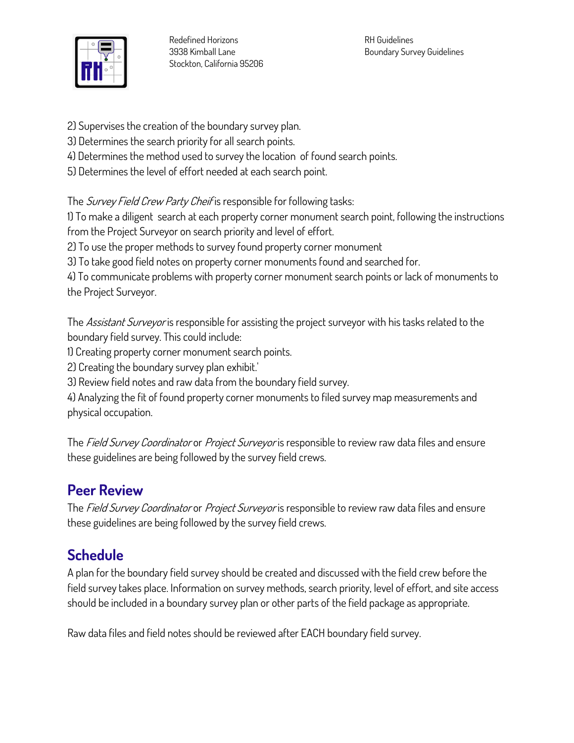2) Supervises the creation of the boundary survey plan.
3) Determines the search priority for all search points.
4) Determines the method used to survey the location  of found search points.
5) Determines the level of effort needed at each search point.

The *Survey Field Crew Party Cheif* is responsible for following tasks:
1) To make a diligent  search at each property corner monument search point, following the instructions from the Project Surveyor on search priority and level of effort.
2) To use the proper methods to survey found property corner monument
3) To take good field notes on property corner monuments found and searched for.
4) To communicate problems with property corner monument search points or lack of monuments to the Project Surveyor.

The *Assistant Surveyor* is responsible for assisting the project surveyor with his tasks related to the boundary field survey. This could include:
1) Creating property corner monument search points.
2) Creating the boundary survey plan exhibit.'
3) Review field notes and raw data from the boundary field survey.
4) Analyzing the fit of found property corner monuments to filed survey map measurements and physical occupation.

The *Field Survey Coordinator* or *Project Surveyor* is responsible to review raw data files and ensure these guidelines are being followed by the survey field crews.

## Peer Review

The *Field Survey Coordinator* or *Project Surveyor* is responsible to review raw data files and ensure these guidelines are being followed by the survey field crews.

## Schedule

A plan for the boundary field survey should be created and discussed with the field crew before the field survey takes place. Information on survey methods, search priority, level of effort, and site access should be included in a boundary survey plan or other parts of the field package as appropriate.

Raw data files and field notes should be reviewed after EACH boundary field survey.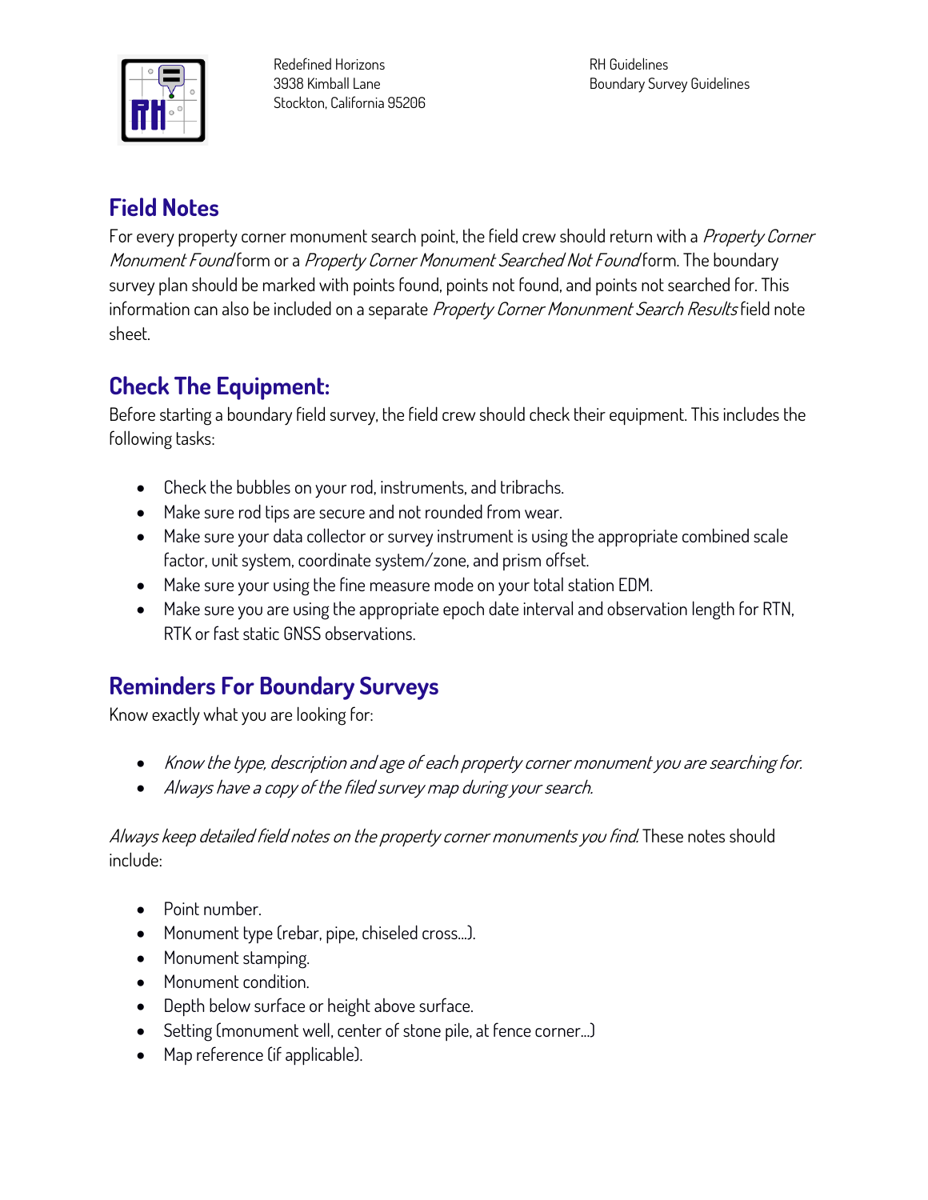## Field Notes

For every property corner monument search point, the field crew should return with a *Property Corner Monument Found* form or a *Property Corner Monument Searched Not Found* form. The boundary survey plan should be marked with points found, points not found, and points not searched for. This information can also be included on a separate *Property Corner Monunment Search Results* field note sheet.

## Check The Equipment:

Before starting a boundary field survey, the field crew should check their equipment. This includes the following tasks:

- Check the bubbles on your rod, instruments, and tribrachs.
- Make sure rod tips are secure and not rounded from wear.
- Make sure your data collector or survey instrument is using the appropriate combined scale factor, unit system, coordinate system/zone, and prism offset.
- Make sure your using the fine measure mode on your total station EDM.
- Make sure you are using the appropriate epoch date interval and observation length for RTN, RTK or fast static GNSS observations.

## Reminders For Boundary Surveys

Know exactly what you are looking for:

- *Know the type, description and age of each property corner monument you are searching for.*
- *Always have a copy of the filed survey map during your search.*

*Always keep detailed field notes on the property corner monuments you find.* These notes should include:

- Point number.
- Monument type (rebar, pipe, chiseled cross...).
- Monument stamping.
- Monument condition.
- Depth below surface or height above surface.
- Setting (monument well, center of stone pile, at fence corner...)
- Map reference (if applicable).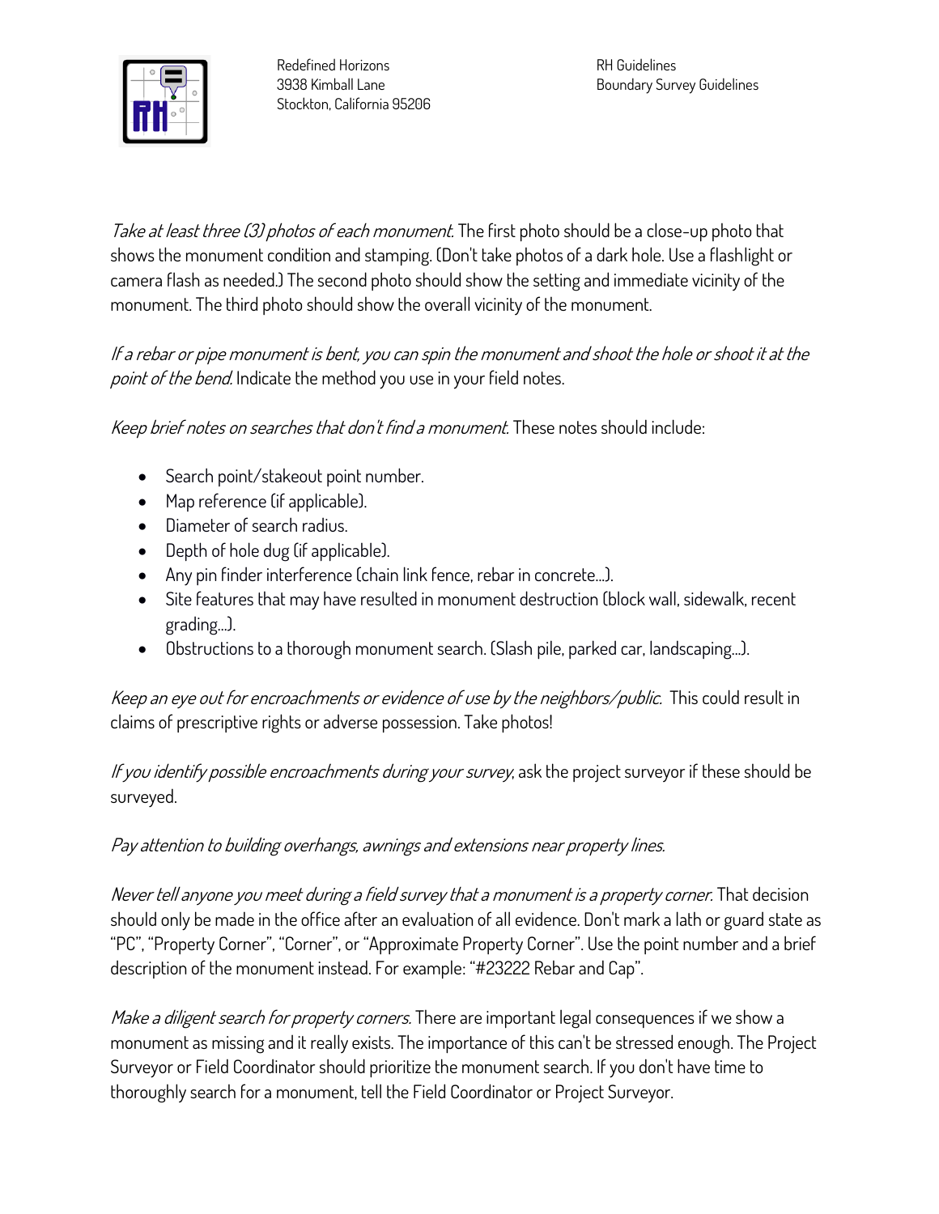*Take at least three (3) photos of each monument.* The first photo should be a close-up photo that shows the monument condition and stamping. (Don't take photos of a dark hole. Use a flashlight or camera flash as needed.) The second photo should show the setting and immediate vicinity of the monument. The third photo should show the overall vicinity of the monument.

*If a rebar or pipe monument is bent, you can spin the monument and shoot the hole or shoot it at the point of the bend.* Indicate the method you use in your field notes.

*Keep brief notes on searches that don't find a monument.* These notes should include:

- Search point/stakeout point number.
- Map reference (if applicable).
- Diameter of search radius.
- Depth of hole dug (if applicable).
- Any pin finder interference (chain link fence, rebar in concrete…).
- Site features that may have resulted in monument destruction (block wall, sidewalk, recent grading…).
- Obstructions to a thorough monument search. (Slash pile, parked car, landscaping…).

*Keep an eye out for encroachments or evidence of use by the neighbors/public.* This could result in claims of prescriptive rights or adverse possession. Take photos!

*If you identify possible encroachments during your survey*, ask the project surveyor if these should be surveyed.

*Pay attention to building overhangs, awnings and extensions near property lines.*

*Never tell anyone you meet during a field survey that a monument is a property corner.* That decision should only be made in the office after an evaluation of all evidence. Don't mark a lath or guard state as "PC", "Property Corner", "Corner", or "Approximate Property Corner". Use the point number and a brief description of the monument instead. For example: "#23222 Rebar and Cap".

*Make a diligent search for property corners.* There are important legal consequences if we show a monument as missing and it really exists. The importance of this can't be stressed enough. The Project Surveyor or Field Coordinator should prioritize the monument search. If you don't have time to thoroughly search for a monument, tell the Field Coordinator or Project Surveyor.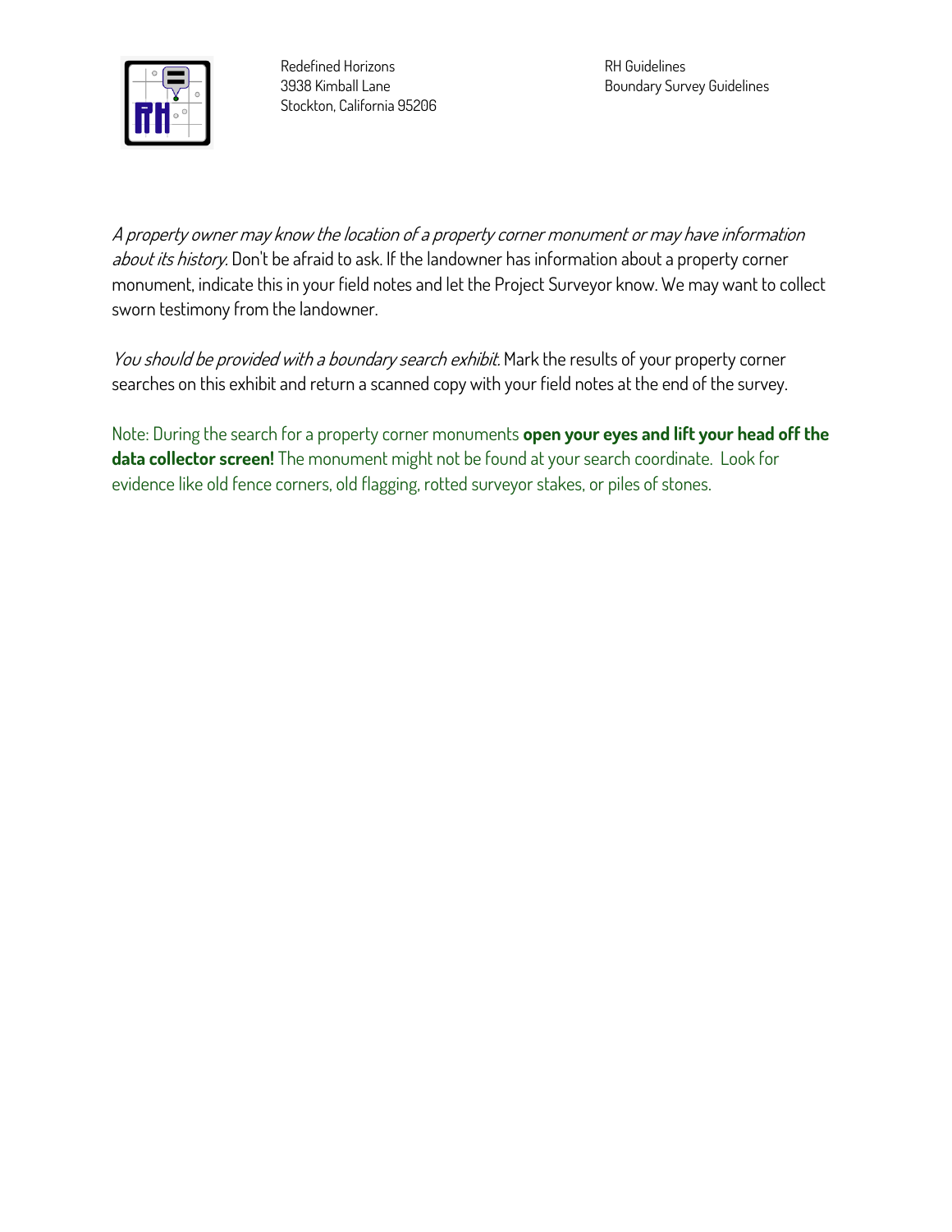*A property owner may know the location of a property corner monument or may have information about its history.* Don't be afraid to ask. If the landowner has information about a property corner monument, indicate this in your field notes and let the Project Surveyor know. We may want to collect sworn testimony from the landowner.

*You should be provided with a boundary search exhibit.* Mark the results of your property corner searches on this exhibit and return a scanned copy with your field notes at the end of the survey.

Note: During the search for a property corner monuments **open your eyes and lift your head off the data collector screen!** The monument might not be found at your search coordinate. Look for evidence like old fence corners, old flagging, rotted surveyor stakes, or piles of stones.